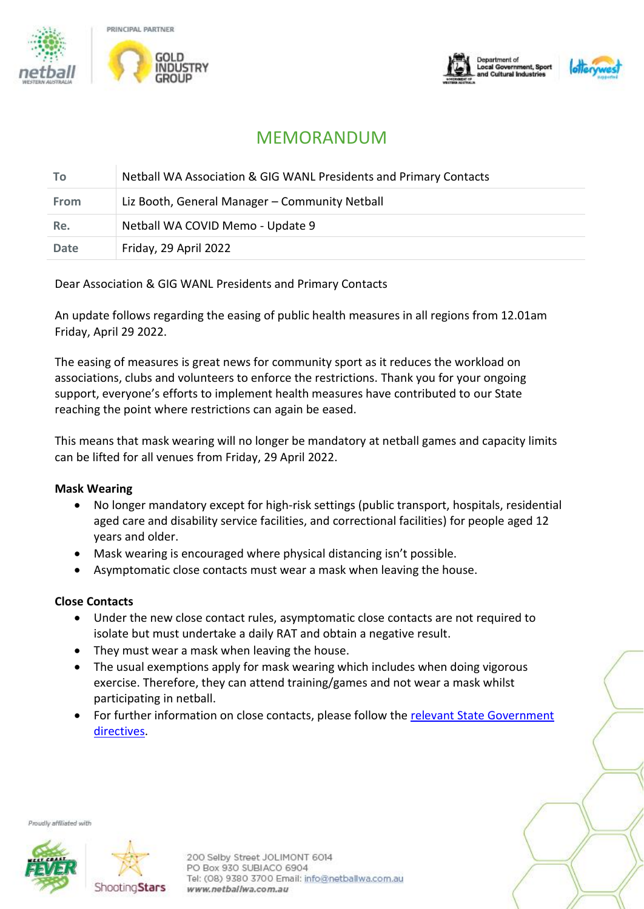# MEMORANDUM

| To | Netball WA Association & GIG WANL Presidents and Primary Contacts |
|---|---|
| From | Liz Booth, General Manager – Community Netball |
| Re. | Netball WA COVID Memo - Update 9 |
| Date | Friday, 29 April 2022 |

Dear Association & GIG WANL Presidents and Primary Contacts

An update follows regarding the easing of public health measures in all regions from 12.01am Friday, April 29 2022.

The easing of measures is great news for community sport as it reduces the workload on associations, clubs and volunteers to enforce the restrictions. Thank you for your ongoing support, everyone's efforts to implement health measures have contributed to our State reaching the point where restrictions can again be eased.

This means that mask wearing will no longer be mandatory at netball games and capacity limits can be lifted for all venues from Friday, 29 April 2022.

**Mask Wearing**

- No longer mandatory except for high-risk settings (public transport, hospitals, residential aged care and disability service facilities, and correctional facilities) for people aged 12 years and older.
- Mask wearing is encouraged where physical distancing isn't possible.
- Asymptomatic close contacts must wear a mask when leaving the house.

**Close Contacts**

- Under the new close contact rules, asymptomatic close contacts are not required to isolate but must undertake a daily RAT and obtain a negative result.
- They must wear a mask when leaving the house.
- The usual exemptions apply for mask wearing which includes when doing vigorous exercise. Therefore, they can attend training/games and not wear a mask whilst participating in netball.
- For further information on close contacts, please follow the relevant State Government directives.

Proudly affiliated with

200 Selby Street JOLIMONT 6014
PO Box 930 SUBIACO 6904
Tel: (08) 9380 3700 Email: info@netballwa.com.au
www.netballwa.com.au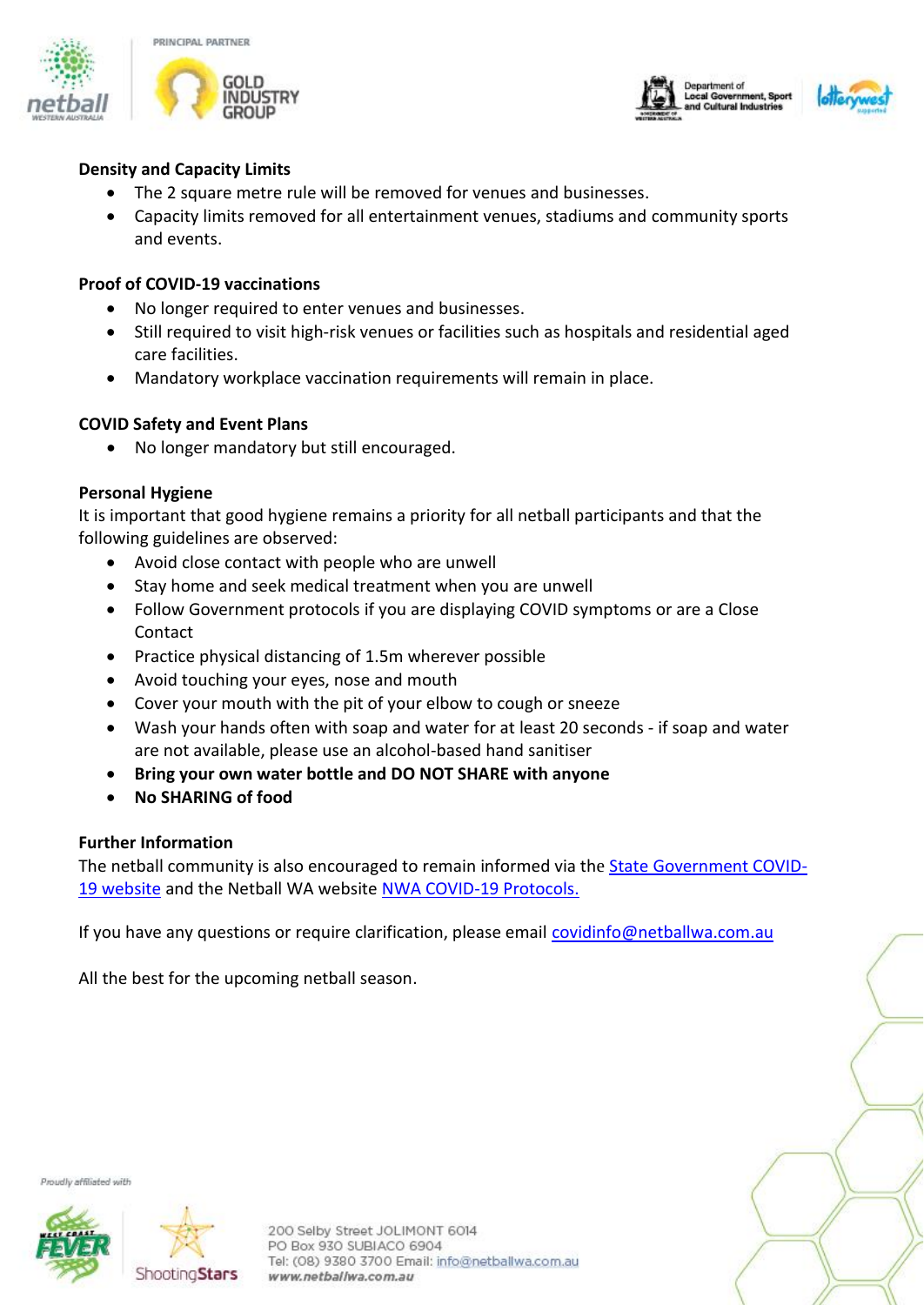**Density and Capacity Limits**

- The 2 square metre rule will be removed for venues and businesses.
- Capacity limits removed for all entertainment venues, stadiums and community sports and events.

**Proof of COVID-19 vaccinations**

- No longer required to enter venues and businesses.
- Still required to visit high-risk venues or facilities such as hospitals and residential aged care facilities.
- Mandatory workplace vaccination requirements will remain in place.

**COVID Safety and Event Plans**

- No longer mandatory but still encouraged.

**Personal Hygiene**

It is important that good hygiene remains a priority for all netball participants and that the following guidelines are observed:

- Avoid close contact with people who are unwell
- Stay home and seek medical treatment when you are unwell
- Follow Government protocols if you are displaying COVID symptoms or are a Close Contact
- Practice physical distancing of 1.5m wherever possible
- Avoid touching your eyes, nose and mouth
- Cover your mouth with the pit of your elbow to cough or sneeze
- Wash your hands often with soap and water for at least 20 seconds - if soap and water are not available, please use an alcohol-based hand sanitiser
- **Bring your own water bottle and DO NOT SHARE with anyone**
- **No SHARING of food**

**Further Information**

The netball community is also encouraged to remain informed via the State Government COVID-19 website and the Netball WA website NWA COVID-19 Protocols.

If you have any questions or require clarification, please email covidinfo@netballwa.com.au

All the best for the upcoming netball season.

200 Selby Street JOLIMONT 6014
PO Box 930 SUBIACO 6904
Tel: (08) 9380 3700 Email: info@netballwa.com.au
www.netballwa.com.au